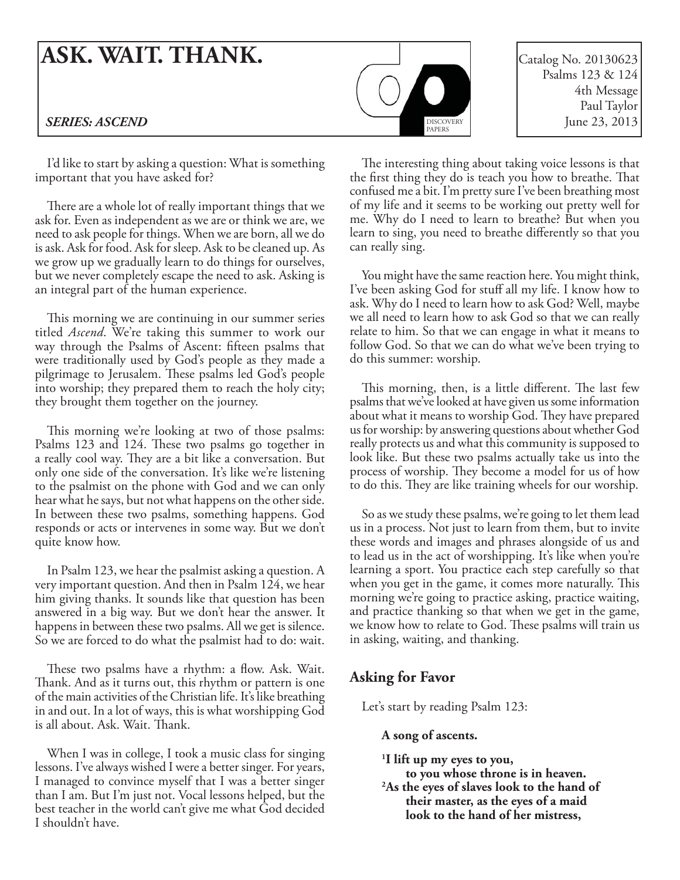# ASK. WAIT. THANK.

*SERIES: ASCEND*

Catalog No. 20130623
Psalms 123 & 124
4th Message
Paul Taylor
June 23, 2013

I'd like to start by asking a question: What is something important that you have asked for?

There are a whole lot of really important things that we ask for. Even as independent as we are or think we are, we need to ask people for things. When we are born, all we do is ask. Ask for food. Ask for sleep. Ask to be cleaned up. As we grow up we gradually learn to do things for ourselves, but we never completely escape the need to ask. Asking is an integral part of the human experience.

This morning we are continuing in our summer series titled *Ascend*. We're taking this summer to work our way through the Psalms of Ascent: fifteen psalms that were traditionally used by God's people as they made a pilgrimage to Jerusalem. These psalms led God's people into worship; they prepared them to reach the holy city; they brought them together on the journey.

This morning we're looking at two of those psalms: Psalms 123 and 124. These two psalms go together in a really cool way. They are a bit like a conversation. But only one side of the conversation. It's like we're listening to the psalmist on the phone with God and we can only hear what he says, but not what happens on the other side. In between these two psalms, something happens. God responds or acts or intervenes in some way. But we don't quite know how.

In Psalm 123, we hear the psalmist asking a question. A very important question. And then in Psalm 124, we hear him giving thanks. It sounds like that question has been answered in a big way. But we don't hear the answer. It happens in between these two psalms. All we get is silence. So we are forced to do what the psalmist had to do: wait.

These two psalms have a rhythm: a flow. Ask. Wait. Thank. And as it turns out, this rhythm or pattern is one of the main activities of the Christian life. It's like breathing in and out. In a lot of ways, this is what worshipping God is all about. Ask. Wait. Thank.

When I was in college, I took a music class for singing lessons. I've always wished I were a better singer. For years, I managed to convince myself that I was a better singer than I am. But I'm just not. Vocal lessons helped, but the best teacher in the world can't give me what God decided I shouldn't have.

The interesting thing about taking voice lessons is that the first thing they do is teach you how to breathe. That confused me a bit. I'm pretty sure I've been breathing most of my life and it seems to be working out pretty well for me. Why do I need to learn to breathe? But when you learn to sing, you need to breathe differently so that you can really sing.

You might have the same reaction here. You might think, I've been asking God for stuff all my life. I know how to ask. Why do I need to learn how to ask God? Well, maybe we all need to learn how to ask God so that we can really relate to him. So that we can engage in what it means to follow God. So that we can do what we've been trying to do this summer: worship.

This morning, then, is a little different. The last few psalms that we've looked at have given us some information about what it means to worship God. They have prepared us for worship: by answering questions about whether God really protects us and what this community is supposed to look like. But these two psalms actually take us into the process of worship. They become a model for us of how to do this. They are like training wheels for our worship.

So as we study these psalms, we're going to let them lead us in a process. Not just to learn from them, but to invite these words and images and phrases alongside of us and to lead us in the act of worshipping. It's like when you're learning a sport. You practice each step carefully so that when you get in the game, it comes more naturally. This morning we're going to practice asking, practice waiting, and practice thanking so that when we get in the game, we know how to relate to God. These psalms will train us in asking, waiting, and thanking.

## Asking for Favor

Let's start by reading Psalm 123:

> **A song of ascents.**
>
> **[1]I lift up my eyes to you,**
> **to you whose throne is in heaven.**
> **[2]As the eyes of slaves look to the hand of their master, as the eyes of a maid look to the hand of her mistress,**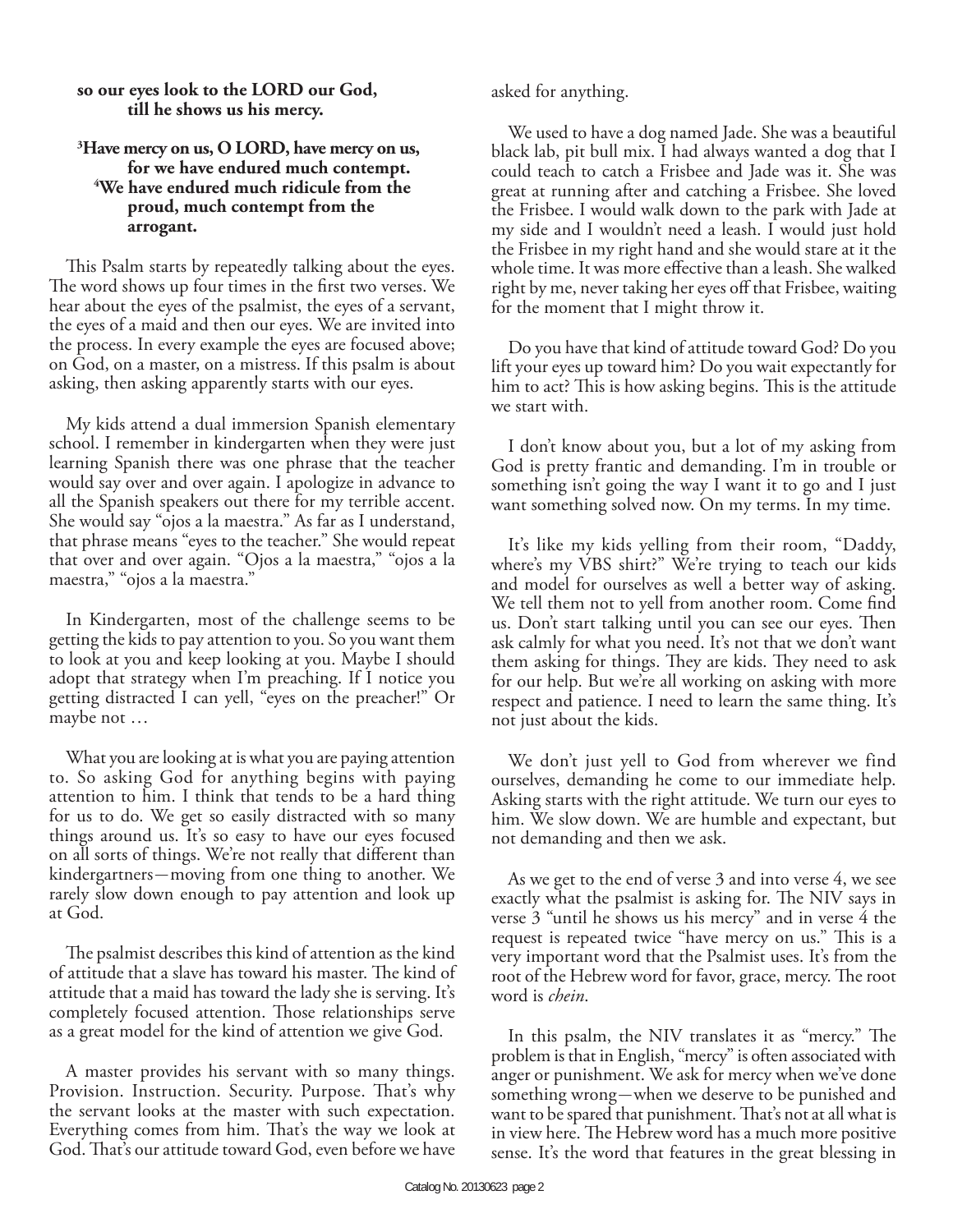**so our eyes look to the LORD our God,**
**till he shows us his mercy.**

**[3]Have mercy on us, O LORD, have mercy on us,**
**for we have endured much contempt.**
**[4]We have endured much ridicule from the proud, much contempt from the arrogant.**

This Psalm starts by repeatedly talking about the eyes. The word shows up four times in the first two verses. We hear about the eyes of the psalmist, the eyes of a servant, the eyes of a maid and then our eyes. We are invited into the process. In every example the eyes are focused above; on God, on a master, on a mistress. If this psalm is about asking, then asking apparently starts with our eyes.

My kids attend a dual immersion Spanish elementary school. I remember in kindergarten when they were just learning Spanish there was one phrase that the teacher would say over and over again. I apologize in advance to all the Spanish speakers out there for my terrible accent. She would say "ojos a la maestra." As far as I understand, that phrase means "eyes to the teacher." She would repeat that over and over again. "Ojos a la maestra," "ojos a la maestra," "ojos a la maestra."

In Kindergarten, most of the challenge seems to be getting the kids to pay attention to you. So you want them to look at you and keep looking at you. Maybe I should adopt that strategy when I'm preaching. If I notice you getting distracted I can yell, "eyes on the preacher!" Or maybe not …

What you are looking at is what you are paying attention to. So asking God for anything begins with paying attention to him. I think that tends to be a hard thing for us to do. We get so easily distracted with so many things around us. It's so easy to have our eyes focused on all sorts of things. We're not really that different than kindergartners—moving from one thing to another. We rarely slow down enough to pay attention and look up at God.

The psalmist describes this kind of attention as the kind of attitude that a slave has toward his master. The kind of attitude that a maid has toward the lady she is serving. It's completely focused attention. Those relationships serve as a great model for the kind of attention we give God.

A master provides his servant with so many things. Provision. Instruction. Security. Purpose. That's why the servant looks at the master with such expectation. Everything comes from him. That's the way we look at God. That's our attitude toward God, even before we have asked for anything.

We used to have a dog named Jade. She was a beautiful black lab, pit bull mix. I had always wanted a dog that I could teach to catch a Frisbee and Jade was it. She was great at running after and catching a Frisbee. She loved the Frisbee. I would walk down to the park with Jade at my side and I wouldn't need a leash. I would just hold the Frisbee in my right hand and she would stare at it the whole time. It was more effective than a leash. She walked right by me, never taking her eyes off that Frisbee, waiting for the moment that I might throw it.

Do you have that kind of attitude toward God? Do you lift your eyes up toward him? Do you wait expectantly for him to act? This is how asking begins. This is the attitude we start with.

I don't know about you, but a lot of my asking from God is pretty frantic and demanding. I'm in trouble or something isn't going the way I want it to go and I just want something solved now. On my terms. In my time.

It's like my kids yelling from their room, "Daddy, where's my VBS shirt?" We're trying to teach our kids and model for ourselves as well a better way of asking. We tell them not to yell from another room. Come find us. Don't start talking until you can see our eyes. Then ask calmly for what you need. It's not that we don't want them asking for things. They are kids. They need to ask for our help. But we're all working on asking with more respect and patience. I need to learn the same thing. It's not just about the kids.

We don't just yell to God from wherever we find ourselves, demanding he come to our immediate help. Asking starts with the right attitude. We turn our eyes to him. We slow down. We are humble and expectant, but not demanding and then we ask.

As we get to the end of verse 3 and into verse 4, we see exactly what the psalmist is asking for. The NIV says in verse 3 "until he shows us his mercy" and in verse 4 the request is repeated twice "have mercy on us." This is a very important word that the Psalmist uses. It's from the root of the Hebrew word for favor, grace, mercy. The root word is *chein*.

In this psalm, the NIV translates it as "mercy." The problem is that in English, "mercy" is often associated with anger or punishment. We ask for mercy when we've done something wrong—when we deserve to be punished and want to be spared that punishment. That's not at all what is in view here. The Hebrew word has a much more positive sense. It's the word that features in the great blessing in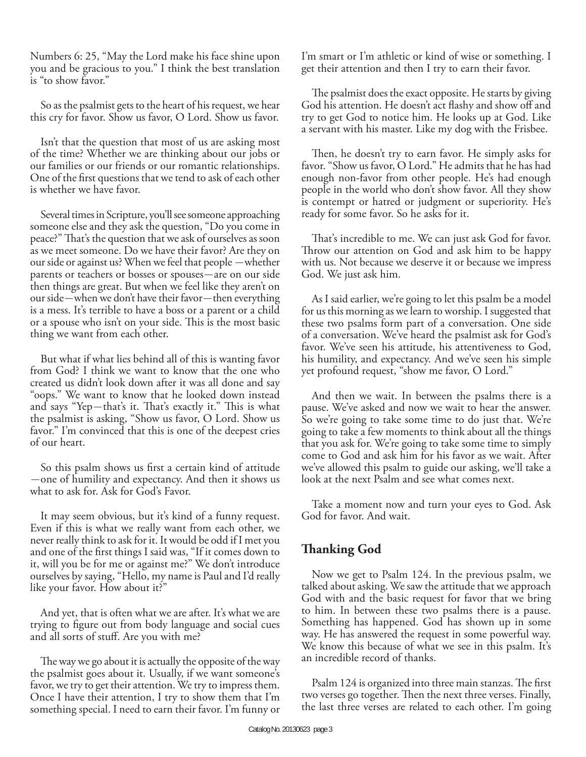Numbers 6: 25, "May the Lord make his face shine upon you and be gracious to you." I think the best translation is "to show favor."

So as the psalmist gets to the heart of his request, we hear this cry for favor. Show us favor, O Lord. Show us favor.

Isn't that the question that most of us are asking most of the time? Whether we are thinking about our jobs or our families or our friends or our romantic relationships. One of the first questions that we tend to ask of each other is whether we have favor.

Several times in Scripture, you'll see someone approaching someone else and they ask the question, "Do you come in peace?" That's the question that we ask of ourselves as soon as we meet someone. Do we have their favor? Are they on our side or against us? When we feel that people —whether parents or teachers or bosses or spouses—are on our side then things are great. But when we feel like they aren't on our side—when we don't have their favor—then everything is a mess. It's terrible to have a boss or a parent or a child or a spouse who isn't on your side. This is the most basic thing we want from each other.

But what if what lies behind all of this is wanting favor from God? I think we want to know that the one who created us didn't look down after it was all done and say "oops." We want to know that he looked down instead and says "Yep—that's it. That's exactly it." This is what the psalmist is asking, "Show us favor, O Lord. Show us favor." I'm convinced that this is one of the deepest cries of our heart.

So this psalm shows us first a certain kind of attitude —one of humility and expectancy. And then it shows us what to ask for. Ask for God's Favor.

It may seem obvious, but it's kind of a funny request. Even if this is what we really want from each other, we never really think to ask for it. It would be odd if I met you and one of the first things I said was, "If it comes down to it, will you be for me or against me?" We don't introduce ourselves by saying, "Hello, my name is Paul and I'd really like your favor. How about it?"

And yet, that is often what we are after. It's what we are trying to figure out from body language and social cues and all sorts of stuff. Are you with me?

The way we go about it is actually the opposite of the way the psalmist goes about it. Usually, if we want someone's favor, we try to get their attention. We try to impress them. Once I have their attention, I try to show them that I'm something special. I need to earn their favor. I'm funny or I'm smart or I'm athletic or kind of wise or something. I get their attention and then I try to earn their favor.

The psalmist does the exact opposite. He starts by giving God his attention. He doesn't act flashy and show off and try to get God to notice him. He looks up at God. Like a servant with his master. Like my dog with the Frisbee.

Then, he doesn't try to earn favor. He simply asks for favor. "Show us favor, O Lord." He admits that he has had enough non-favor from other people. He's had enough people in the world who don't show favor. All they show is contempt or hatred or judgment or superiority. He's ready for some favor. So he asks for it.

That's incredible to me. We can just ask God for favor. Throw our attention on God and ask him to be happy with us. Not because we deserve it or because we impress God. We just ask him.

As I said earlier, we're going to let this psalm be a model for us this morning as we learn to worship. I suggested that these two psalms form part of a conversation. One side of a conversation. We've heard the psalmist ask for God's favor. We've seen his attitude, his attentiveness to God, his humility, and expectancy. And we've seen his simple yet profound request, "show me favor, O Lord."

And then we wait. In between the psalms there is a pause. We've asked and now we wait to hear the answer. So we're going to take some time to do just that. We're going to take a few moments to think about all the things that you ask for. We're going to take some time to simply come to God and ask him for his favor as we wait. After we've allowed this psalm to guide our asking, we'll take a look at the next Psalm and see what comes next.

Take a moment now and turn your eyes to God. Ask God for favor. And wait.

## Thanking God

Now we get to Psalm 124. In the previous psalm, we talked about asking. We saw the attitude that we approach God with and the basic request for favor that we bring to him. In between these two psalms there is a pause. Something has happened. God has shown up in some way. He has answered the request in some powerful way. We know this because of what we see in this psalm. It's an incredible record of thanks.

Psalm 124 is organized into three main stanzas. The first two verses go together. Then the next three verses. Finally, the last three verses are related to each other. I'm going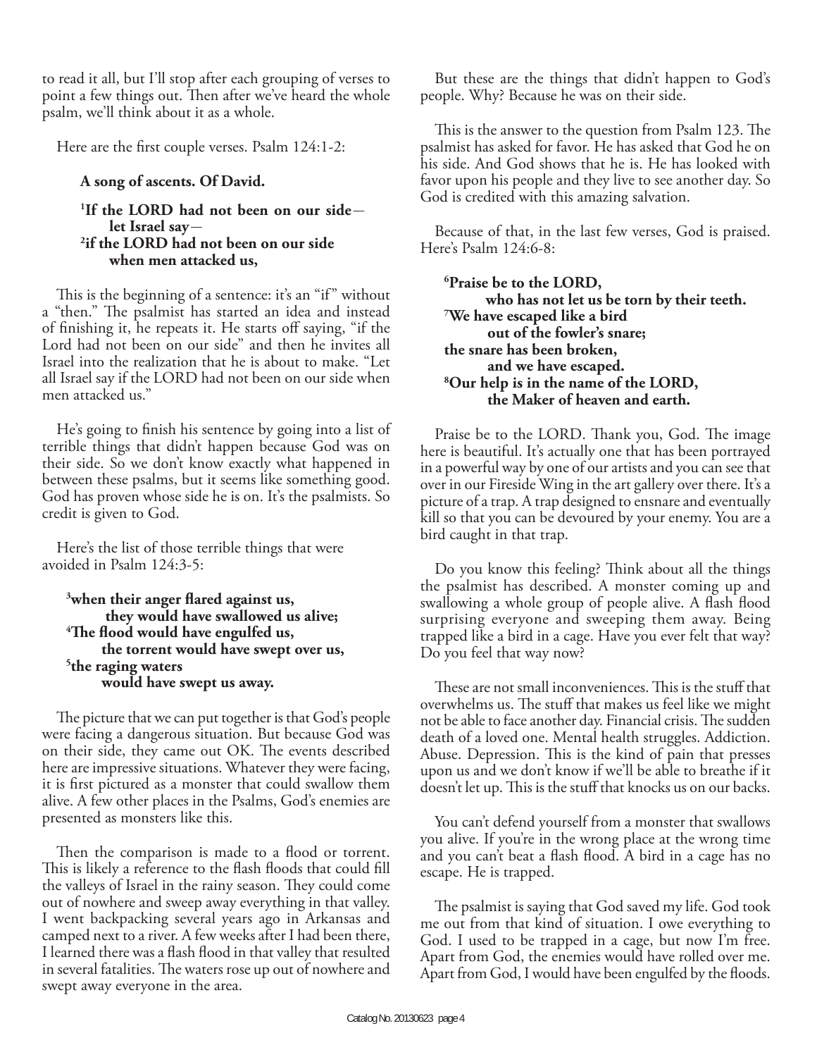to read it all, but I'll stop after each grouping of verses to point a few things out. Then after we've heard the whole psalm, we'll think about it as a whole.

Here are the first couple verses. Psalm 124:1-2:

> **A song of ascents. Of David.**
>
> **[1]If the LORD had not been on our side—**
> **let Israel say—**
> **[2]if the LORD had not been on our side**
> **when men attacked us,**

This is the beginning of a sentence: it's an "if" without a "then." The psalmist has started an idea and instead of finishing it, he repeats it. He starts off saying, "if the Lord had not been on our side" and then he invites all Israel into the realization that he is about to make. "Let all Israel say if the LORD had not been on our side when men attacked us."

He's going to finish his sentence by going into a list of terrible things that didn't happen because God was on their side. So we don't know exactly what happened in between these psalms, but it seems like something good. God has proven whose side he is on. It's the psalmists. So credit is given to God.

Here's the list of those terrible things that were avoided in Psalm 124:3-5:

> **[3]when their anger flared against us,**
> **they would have swallowed us alive;**
> **[4]The flood would have engulfed us,**
> **the torrent would have swept over us,**
> **[5]the raging waters**
> **would have swept us away.**

The picture that we can put together is that God's people were facing a dangerous situation. But because God was on their side, they came out OK. The events described here are impressive situations. Whatever they were facing, it is first pictured as a monster that could swallow them alive. A few other places in the Psalms, God's enemies are presented as monsters like this.

Then the comparison is made to a flood or torrent. This is likely a reference to the flash floods that could fill the valleys of Israel in the rainy season. They could come out of nowhere and sweep away everything in that valley. I went backpacking several years ago in Arkansas and camped next to a river. A few weeks after I had been there, I learned there was a flash flood in that valley that resulted in several fatalities. The waters rose up out of nowhere and swept away everyone in the area.

But these are the things that didn't happen to God's people. Why? Because he was on their side.

This is the answer to the question from Psalm 123. The psalmist has asked for favor. He has asked that God he on his side. And God shows that he is. He has looked with favor upon his people and they live to see another day. So God is credited with this amazing salvation.

Because of that, in the last few verses, God is praised. Here's Psalm 124:6-8:

> **[6]Praise be to the LORD,**
> **who has not let us be torn by their teeth.**
> **[7]We have escaped like a bird**
> **out of the fowler's snare;**
> **the snare has been broken,**
> **and we have escaped.**
> **[8]Our help is in the name of the LORD,**
> **the Maker of heaven and earth.**

Praise be to the LORD. Thank you, God. The image here is beautiful. It's actually one that has been portrayed in a powerful way by one of our artists and you can see that over in our Fireside Wing in the art gallery over there. It's a picture of a trap. A trap designed to ensnare and eventually kill so that you can be devoured by your enemy. You are a bird caught in that trap.

Do you know this feeling? Think about all the things the psalmist has described. A monster coming up and swallowing a whole group of people alive. A flash flood surprising everyone and sweeping them away. Being trapped like a bird in a cage. Have you ever felt that way? Do you feel that way now?

These are not small inconveniences. This is the stuff that overwhelms us. The stuff that makes us feel like we might not be able to face another day. Financial crisis. The sudden death of a loved one. Mental health struggles. Addiction. Abuse. Depression. This is the kind of pain that presses upon us and we don't know if we'll be able to breathe if it doesn't let up. This is the stuff that knocks us on our backs.

You can't defend yourself from a monster that swallows you alive. If you're in the wrong place at the wrong time and you can't beat a flash flood. A bird in a cage has no escape. He is trapped.

The psalmist is saying that God saved my life. God took me out from that kind of situation. I owe everything to God. I used to be trapped in a cage, but now I'm free. Apart from God, the enemies would have rolled over me. Apart from God, I would have been engulfed by the floods.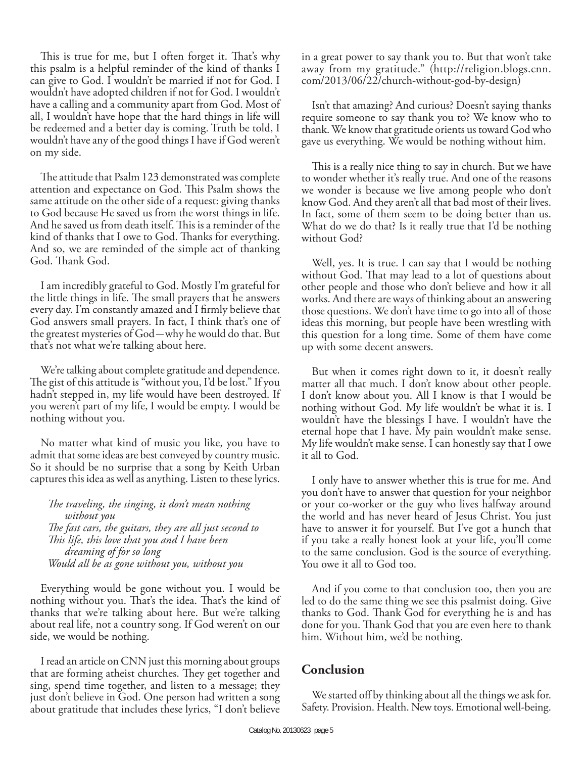This is true for me, but I often forget it. That's why this psalm is a helpful reminder of the kind of thanks I can give to God. I wouldn't be married if not for God. I wouldn't have adopted children if not for God. I wouldn't have a calling and a community apart from God. Most of all, I wouldn't have hope that the hard things in life will be redeemed and a better day is coming. Truth be told, I wouldn't have any of the good things I have if God weren't on my side.

The attitude that Psalm 123 demonstrated was complete attention and expectance on God. This Psalm shows the same attitude on the other side of a request: giving thanks to God because He saved us from the worst things in life. And he saved us from death itself. This is a reminder of the kind of thanks that I owe to God. Thanks for everything. And so, we are reminded of the simple act of thanking God. Thank God.

I am incredibly grateful to God. Mostly I'm grateful for the little things in life. The small prayers that he answers every day. I'm constantly amazed and I firmly believe that God answers small prayers. In fact, I think that's one of the greatest mysteries of God—why he would do that. But that's not what we're talking about here.

We're talking about complete gratitude and dependence. The gist of this attitude is "without you, I'd be lost." If you hadn't stepped in, my life would have been destroyed. If you weren't part of my life, I would be empty. I would be nothing without you.

No matter what kind of music you like, you have to admit that some ideas are best conveyed by country music. So it should be no surprise that a song by Keith Urban captures this idea as well as anything. Listen to these lyrics.

*The traveling, the singing, it don't mean nothing without you*  
*The fast cars, the guitars, they are all just second to*  
*This life, this love that you and I have been dreaming of for so long*  
*Would all be as gone without you, without you*

Everything would be gone without you. I would be nothing without you. That's the idea. That's the kind of thanks that we're talking about here. But we're talking about real life, not a country song. If God weren't on our side, we would be nothing.

I read an article on CNN just this morning about groups that are forming atheist churches. They get together and sing, spend time together, and listen to a message; they just don't believe in God. One person had written a song about gratitude that includes these lyrics, "I don't believe in a great power to say thank you to. But that won't take away from my gratitude." (http://religion.blogs.cnn.com/2013/06/22/church-without-god-by-design)

Isn't that amazing? And curious? Doesn't saying thanks require someone to say thank you to? We know who to thank. We know that gratitude orients us toward God who gave us everything. We would be nothing without him.

This is a really nice thing to say in church. But we have to wonder whether it's really true. And one of the reasons we wonder is because we live among people who don't know God. And they aren't all that bad most of their lives. In fact, some of them seem to be doing better than us. What do we do that? Is it really true that I'd be nothing without God?

Well, yes. It is true. I can say that I would be nothing without God. That may lead to a lot of questions about other people and those who don't believe and how it all works. And there are ways of thinking about an answering those questions. We don't have time to go into all of those ideas this morning, but people have been wrestling with this question for a long time. Some of them have come up with some decent answers.

But when it comes right down to it, it doesn't really matter all that much. I don't know about other people. I don't know about you. All I know is that I would be nothing without God. My life wouldn't be what it is. I wouldn't have the blessings I have. I wouldn't have the eternal hope that I have. My pain wouldn't make sense. My life wouldn't make sense. I can honestly say that I owe it all to God.

I only have to answer whether this is true for me. And you don't have to answer that question for your neighbor or your co-worker or the guy who lives halfway around the world and has never heard of Jesus Christ. You just have to answer it for yourself. But I've got a hunch that if you take a really honest look at your life, you'll come to the same conclusion. God is the source of everything. You owe it all to God too.

And if you come to that conclusion too, then you are led to do the same thing we see this psalmist doing. Give thanks to God. Thank God for everything he is and has done for you. Thank God that you are even here to thank him. Without him, we'd be nothing.

## Conclusion

We started off by thinking about all the things we ask for. Safety. Provision. Health. New toys. Emotional well-being.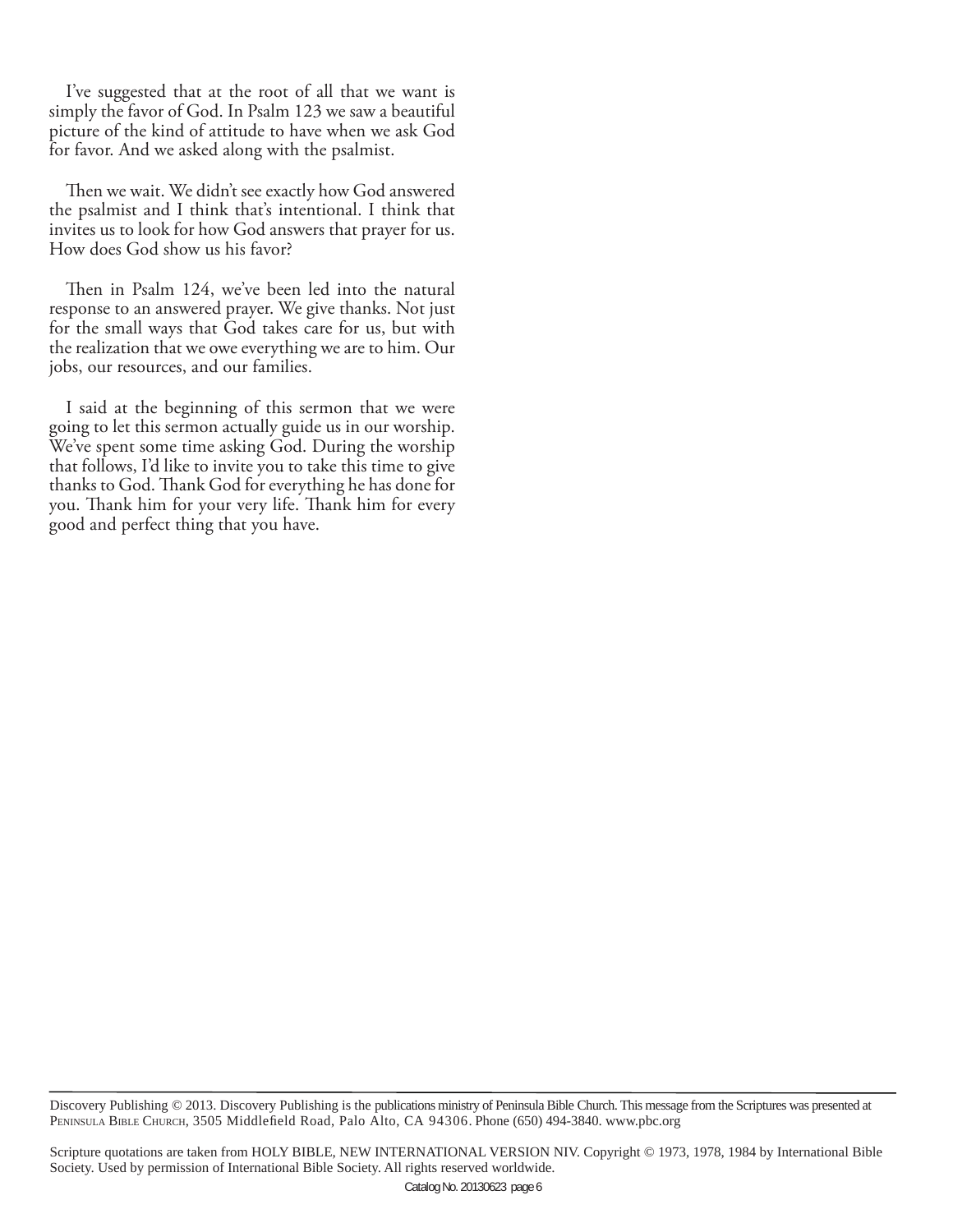I've suggested that at the root of all that we want is simply the favor of God. In Psalm 123 we saw a beautiful picture of the kind of attitude to have when we ask God for favor. And we asked along with the psalmist.

Then we wait. We didn't see exactly how God answered the psalmist and I think that's intentional. I think that invites us to look for how God answers that prayer for us. How does God show us his favor?

Then in Psalm 124, we've been led into the natural response to an answered prayer. We give thanks. Not just for the small ways that God takes care for us, but with the realization that we owe everything we are to him. Our jobs, our resources, and our families.

I said at the beginning of this sermon that we were going to let this sermon actually guide us in our worship. We've spent some time asking God. During the worship that follows, I'd like to invite you to take this time to give thanks to God. Thank God for everything he has done for you. Thank him for your very life. Thank him for every good and perfect thing that you have.

---

Discovery Publishing © 2013. Discovery Publishing is the publications ministry of Peninsula Bible Church. This message from the Scriptures was presented at Peninsula Bible Church, 3505 Middlefield Road, Palo Alto, CA 94306. Phone (650) 494-3840. www.pbc.org

Scripture quotations are taken from HOLY BIBLE, NEW INTERNATIONAL VERSION NIV. Copyright © 1973, 1978, 1984 by International Bible Society. Used by permission of International Bible Society. All rights reserved worldwide.

Catalog No. 20130623